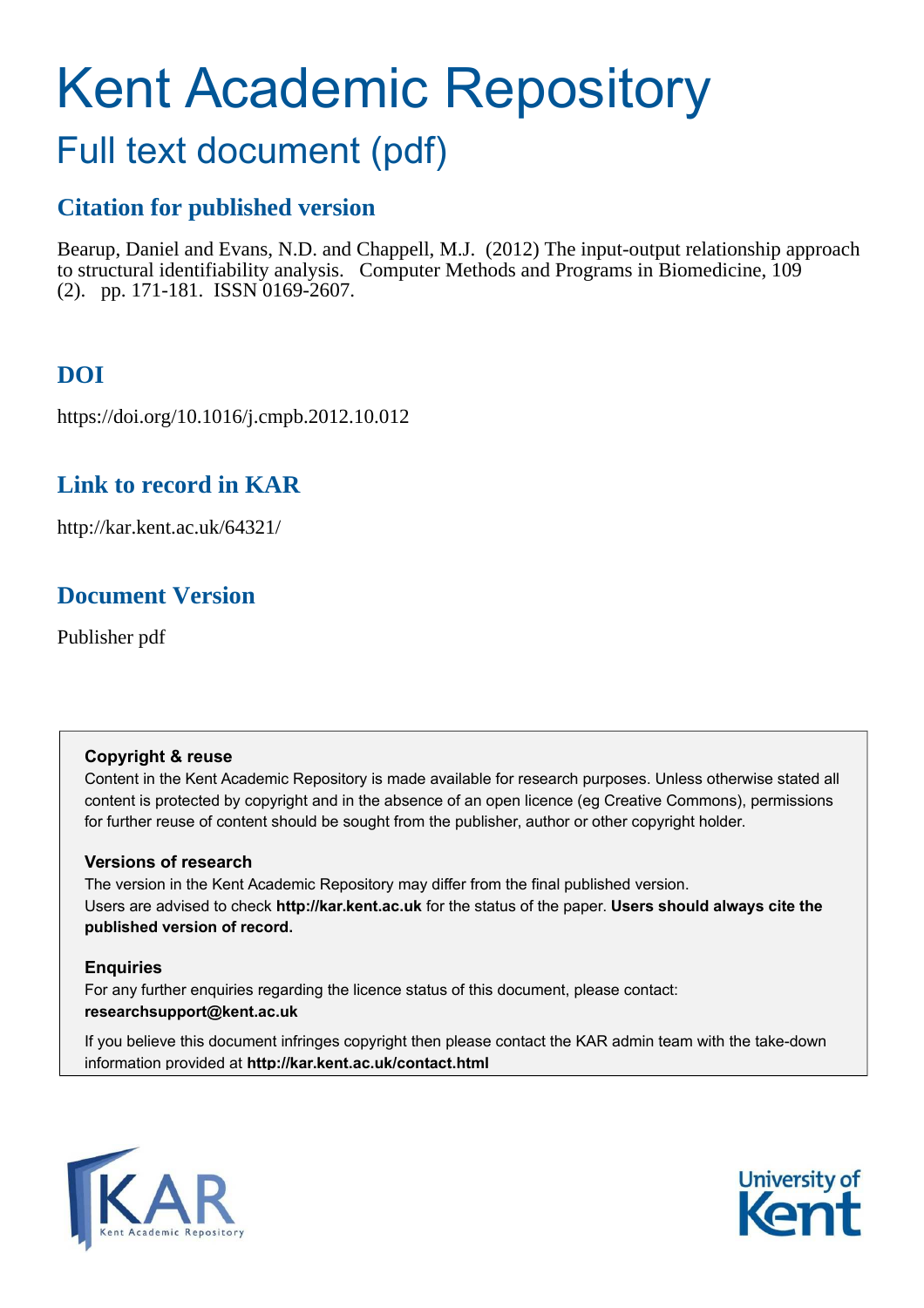# Kent Academic Repository

## Full text document (pdf)

### Citation for published version

Bearup, Daniel and Evans, N.D. and Chappell, M.J. (2012) The input-output relationship approach to structural identifiability analysis. Computer Methods and Programs in Biomedicine, 109 (2). pp. 171-181. ISSN 0169-2607.

### DOI

https://doi.org/10.1016/j.cmpb.2012.10.012

### Link to record in KAR

http://kar.kent.ac.uk/64321/

### Document Version

Publisher pdf

**Copyright & reuse**

Content in the Kent Academic Repository is made available for research purposes. Unless otherwise stated all content is protected by copyright and in the absence of an open licence (eg Creative Commons), permissions for further reuse of content should be sought from the publisher, author or other copyright holder.

**Versions of research**

The version in the Kent Academic Repository may differ from the final published version. Users are advised to check **http://kar.kent.ac.uk** for the status of the paper. **Users should always cite the published version of record.**

**Enquiries**

For any further enquiries regarding the licence status of this document, please contact: **researchsupport@kent.ac.uk**

If you believe this document infringes copyright then please contact the KAR admin team with the take-down information provided at **http://kar.kent.ac.uk/contact.html**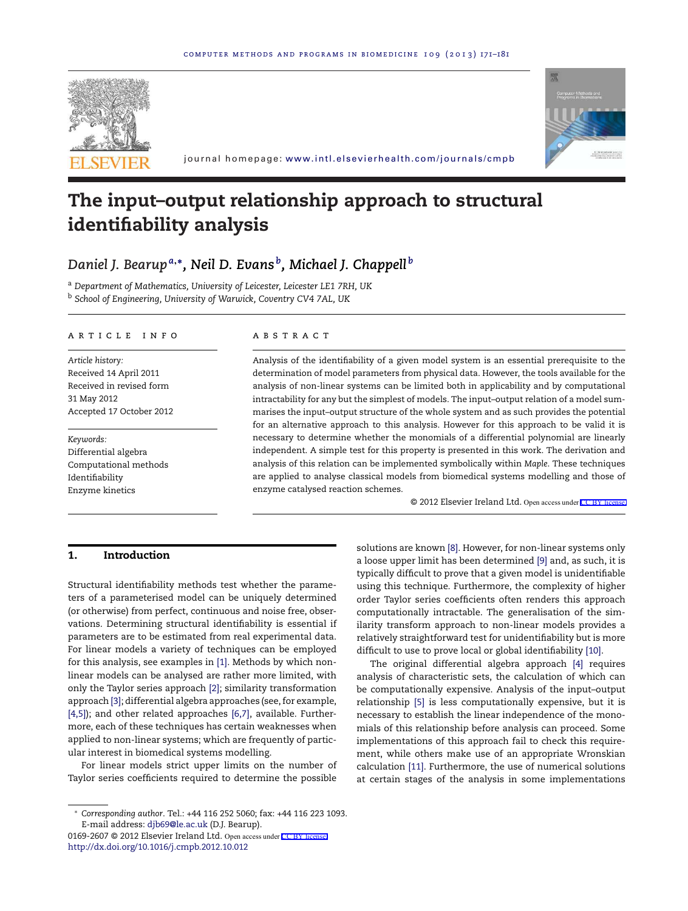# The input–output relationship approach to structural identifiability analysis

*Daniel J. Bearup* [a,*], *Neil D. Evans* [b], *Michael J. Chappell* [b]

[a] Department of Mathematics, University of Leicester, Leicester LE1 7RH, UK

[b] School of Engineering, University of Warwick, Coventry CV4 7AL, UK

ARTICLE INFO

*Article history:*
Received 14 April 2011
Received in revised form
31 May 2012
Accepted 17 October 2012

*Keywords:*
Differential algebra
Computational methods
Identifiability
Enzyme kinetics

ABSTRACT

Analysis of the identifiability of a given model system is an essential prerequisite to the determination of model parameters from physical data. However, the tools available for the analysis of non-linear systems can be limited both in applicability and by computational intractability for any but the simplest of models. The input–output relation of a model summarises the input–output structure of the whole system and as such provides the potential for an alternative approach to this analysis. However for this approach to be valid it is necessary to determine whether the monomials of a differential polynomial are linearly independent. A simple test for this property is presented in this work. The derivation and analysis of this relation can be implemented symbolically within *Maple*. These techniques are applied to analyse classical models from biomedical systems modelling and those of enzyme catalysed reaction schemes.

© 2012 Elsevier Ireland Ltd. Open access under CC BY license.

## 1. Introduction

Structural identifiability methods test whether the parameters of a parameterised model can be uniquely determined (or otherwise) from perfect, continuous and noise free, observations. Determining structural identifiability is essential if parameters are to be estimated from real experimental data. For linear models a variety of techniques can be employed for this analysis, see examples in [1]. Methods by which non-linear models can be analysed are rather more limited, with only the Taylor series approach [2]; similarity transformation approach [3]; differential algebra approaches (see, for example, [4,5]); and other related approaches [6,7], available. Furthermore, each of these techniques has certain weaknesses when applied to non-linear systems; which are frequently of particular interest in biomedical systems modelling.

For linear models strict upper limits on the number of Taylor series coefficients required to determine the possible solutions are known [8]. However, for non-linear systems only a loose upper limit has been determined [9] and, as such, it is typically difficult to prove that a given model is unidentifiable using this technique. Furthermore, the complexity of higher order Taylor series coefficients often renders this approach computationally intractable. The generalisation of the similarity transform approach to non-linear models provides a relatively straightforward test for unidentifiability but is more difficult to use to prove local or global identifiability [10].

The original differential algebra approach [4] requires analysis of characteristic sets, the calculation of which can be computationally expensive. Analysis of the input–output relationship [5] is less computationally expensive, but it is necessary to establish the linear independence of the monomials of this relationship before analysis can proceed. Some implementations of this approach fail to check this requirement, while others make use of an appropriate Wronskian calculation [11]. Furthermore, the use of numerical solutions at certain stages of the analysis in some implementations

\* *Corresponding author*. Tel.: +44 116 252 5060; fax: +44 116 223 1093.
E-mail address: djb69@le.ac.uk (D.J. Bearup).

0169-2607 © 2012 Elsevier Ireland Ltd. Open access under CC BY license.
http://dx.doi.org/10.1016/j.cmpb.2012.10.012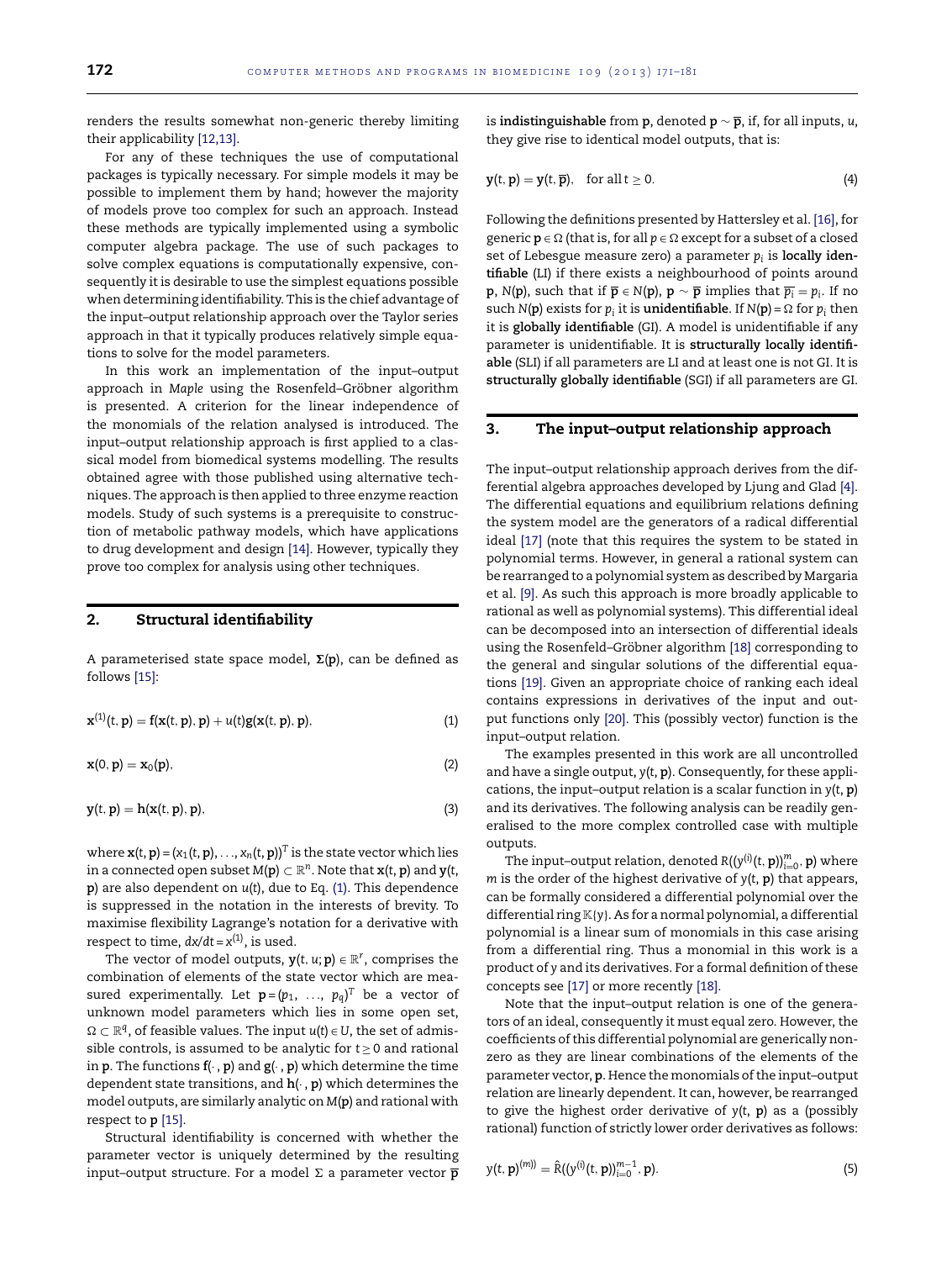renders the results somewhat non-generic thereby limiting their applicability [12,13].

For any of these techniques the use of computational packages is typically necessary. For simple models it may be possible to implement them by hand; however the majority of models prove too complex for such an approach. Instead these methods are typically implemented using a symbolic computer algebra package. The use of such packages to solve complex equations is computationally expensive, consequently it is desirable to use the simplest equations possible when determining identifiability. This is the chief advantage of the input–output relationship approach over the Taylor series approach in that it typically produces relatively simple equations to solve for the model parameters.

In this work an implementation of the input–output approach in *Maple* using the Rosenfeld–Gröbner algorithm is presented. A criterion for the linear independence of the monomials of the relation analysed is introduced. The input–output relationship approach is first applied to a classical model from biomedical systems modelling. The results obtained agree with those published using alternative techniques. The approach is then applied to three enzyme reaction models. Study of such systems is a prerequisite to construction of metabolic pathway models, which have applications to drug development and design [14]. However, typically they prove too complex for analysis using other techniques.

## 2. Structural identifiability

A parameterised state space model, $\boldsymbol{\Sigma}(\mathbf{p})$, can be defined as follows [15]:

$$\mathbf{x}^{(1)}(t, \mathbf{p}) = \mathbf{f}(\mathbf{x}(t, \mathbf{p}), \mathbf{p}) + u(t)\mathbf{g}(\mathbf{x}(t, \mathbf{p}), \mathbf{p}), \tag{1}$$

$$\mathbf{x}(0, \mathbf{p}) = \mathbf{x}_0(\mathbf{p}), \tag{2}$$

$$\mathbf{y}(t, \mathbf{p}) = \mathbf{h}(\mathbf{x}(t, \mathbf{p}), \mathbf{p}), \tag{3}$$

where $\mathbf{x}(t, \mathbf{p}) = (x_1(t, \mathbf{p}), \ldots, x_n(t, \mathbf{p}))^T$ is the state vector which lies in a connected open subset $M(\mathbf{p}) \subset \mathbb{R}^n$. Note that $\mathbf{x}(t, \mathbf{p})$ and $\mathbf{y}(t, \mathbf{p})$ are also dependent on $u(t)$, due to Eq. (1). This dependence is suppressed in the notation in the interests of brevity. To maximise flexibility Lagrange's notation for a derivative with respect to time, $dx/dt = x^{(1)}$, is used.

The vector of model outputs, $\mathbf{y}(t, u; \mathbf{p}) \in \mathbb{R}^r$, comprises the combination of elements of the state vector which are measured experimentally. Let $\mathbf{p} = (p_1, \ldots, p_q)^T$ be a vector of unknown model parameters which lie in some open set, $\Omega \subset \mathbb{R}^q$, of feasible values. The input $u(t) \in U$, the set of admissible controls, is assumed to be analytic for $t \geq 0$ and rational in $\mathbf{p}$. The functions $\mathbf{f}(\cdot, \mathbf{p})$ and $\mathbf{g}(\cdot, \mathbf{p})$ which determine the time dependent state transitions, and $\mathbf{h}(\cdot, \mathbf{p})$ which determines the model outputs, are similarly analytic on $M(\mathbf{p})$ and rational with respect to $\mathbf{p}$ [15].

Structural identifiability is concerned with whether the parameter vector is uniquely determined by the resulting input–output structure. For a model $\Sigma$ a parameter vector $\overline{\mathbf{p}}$ is **indistinguishable** from $\mathbf{p}$, denoted $\mathbf{p} \sim \overline{\mathbf{p}}$, if, for all inputs, $u$, they give rise to identical model outputs, that is:

$$\mathbf{y}(t, \mathbf{p}) = \mathbf{y}(t, \overline{\mathbf{p}}), \quad \text{for all } t \geq 0. \tag{4}$$

Following the definitions presented by Hattersley et al. [16], for generic $\mathbf{p} \in \Omega$ (that is, for all $p \in \Omega$ except for a subset of a closed set of Lebesgue measure zero) a parameter $p_i$ is **locally identifiable** (LI) if there exists a neighbourhood of points around $\mathbf{p}$, $N(\mathbf{p})$, such that if $\overline{\mathbf{p}} \in N(\mathbf{p})$, $\mathbf{p} \sim \overline{\mathbf{p}}$ implies that $\overline{p_i} = p_i$. If no such $N(\mathbf{p})$ exists for $p_i$ it is **unidentifiable**. If $N(\mathbf{p}) = \Omega$ for $p_i$ then it is **globally identifiable** (GI). A model is unidentifiable if any parameter is unidentifiable. It is **structurally locally identifiable** (SLI) if all parameters are LI and at least one is not GI. It is **structurally globally identifiable** (SGI) if all parameters are GI.

## 3. The input–output relationship approach

The input–output relationship approach derives from the differential algebra approaches developed by Ljung and Glad [4]. The differential equations and equilibrium relations defining the system model are the generators of a radical differential ideal [17] (note that this requires the system to be stated in polynomial terms. However, in general a rational system can be rearranged to a polynomial system as described by Margaria et al. [9]. As such this approach is more broadly applicable to rational as well as polynomial systems). This differential ideal can be decomposed into an intersection of differential ideals using the Rosenfeld–Gröbner algorithm [18] corresponding to the general and singular solutions of the differential equations [19]. Given an appropriate choice of ranking each ideal contains expressions in derivatives of the input and output functions only [20]. This (possibly vector) function is the input–output relation.

The examples presented in this work are all uncontrolled and have a single output, $y(t, \mathbf{p})$. Consequently, for these applications, the input–output relation is a scalar function in $y(t, \mathbf{p})$ and its derivatives. The following analysis can be readily generalised to the more complex controlled case with multiple outputs.

The input–output relation, denoted $R((y^{(i)}(t, \mathbf{p}))_{i=0}^{m}, \mathbf{p})$ where $m$ is the order of the highest derivative of $y(t, \mathbf{p})$ that appears, can be formally considered a differential polynomial over the differential ring $\mathbb{K}\{y\}$. As for a normal polynomial, a differential polynomial is a linear sum of monomials in this case arising from a differential ring. Thus a monomial in this work is a product of $y$ and its derivatives. For a formal definition of these concepts see [17] or more recently [18].

Note that the input–output relation is one of the generators of an ideal, consequently it must equal zero. However, the coefficients of this differential polynomial are generically nonzero as they are linear combinations of the elements of the parameter vector, $\mathbf{p}$. Hence the monomials of the input–output relation are linearly dependent. It can, however, be rearranged to give the highest order derivative of $y(t, \mathbf{p})$ as a (possibly rational) function of strictly lower order derivatives as follows:

$$y(t, \mathbf{p})^{(m)} = \hat{R}((y^{(i)}(t, \mathbf{p}))_{i=0}^{m-1}, \mathbf{p}). \tag{5}$$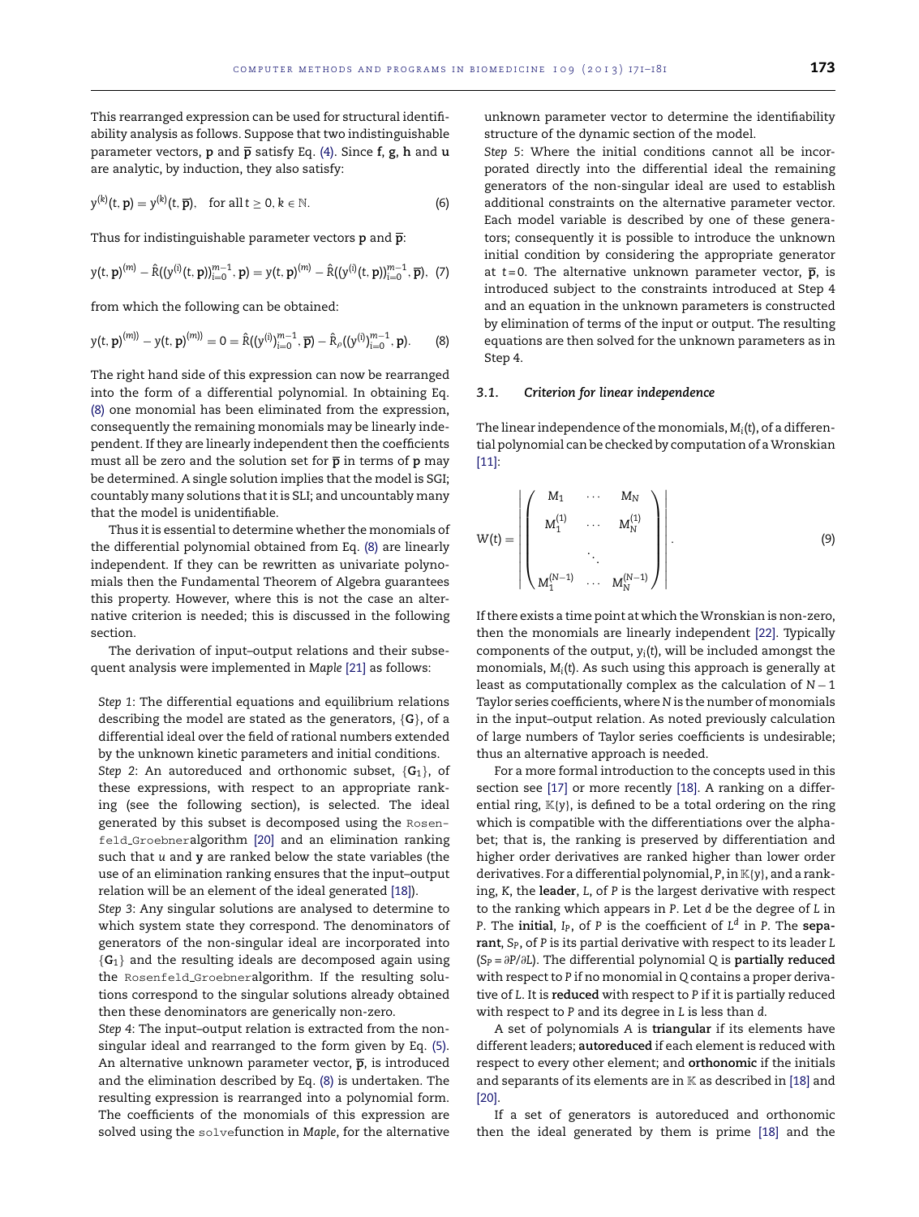This rearranged expression can be used for structural identifiability analysis as follows. Suppose that two indistinguishable parameter vectors, $\mathbf{p}$ and $\overline{\mathbf{p}}$ satisfy Eq. (4). Since $\mathbf{f}$, $\mathbf{g}$, $\mathbf{h}$ and $\mathbf{u}$ are analytic, by induction, they also satisfy:

$$y^{(k)}(t, \mathbf{p}) = y^{(k)}(t, \overline{\mathbf{p}}), \quad \text{for all } t \geq 0, k \in \mathbb{N}. \tag{6}$$

Thus for indistinguishable parameter vectors $\mathbf{p}$ and $\overline{\mathbf{p}}$:

$$y(t, \mathbf{p})^{(m)} - \hat{R}((y^{(i)}(t, \mathbf{p}))_{i=0}^{m-1}, \mathbf{p}) = y(t, \mathbf{p})^{(m)} - \hat{R}((y^{(i)}(t, \mathbf{p}))_{i=0}^{m-1}, \overline{\mathbf{p}}), \tag{7}$$

from which the following can be obtained:

$$y(t, \mathbf{p})^{(m))} - y(t, \mathbf{p})^{(m))} = 0 = \hat{R}((y^{(i)})_{i=0}^{m-1}, \overline{\mathbf{p}}) - \hat{R}_{\rho}((y^{(i)})_{i=0}^{m-1}, \mathbf{p}). \tag{8}$$

The right hand side of this expression can now be rearranged into the form of a differential polynomial. In obtaining Eq. (8) one monomial has been eliminated from the expression, consequently the remaining monomials may be linearly independent. If they are linearly independent then the coefficients must all be zero and the solution set for $\overline{\mathbf{p}}$ in terms of $\mathbf{p}$ may be determined. A single solution implies that the model is SGI; countably many solutions that it is SLI; and uncountably many that the model is unidentifiable.

Thus it is essential to determine whether the monomials of the differential polynomial obtained from Eq. (8) are linearly independent. If they can be rewritten as univariate polynomials then the Fundamental Theorem of Algebra guarantees this property. However, where this is not the case an alternative criterion is needed; this is discussed in the following section.

The derivation of input–output relations and their subsequent analysis were implemented in *Maple* [21] as follows:

*Step 1*: The differential equations and equilibrium relations describing the model are stated as the generators, $\{\mathbf{G}\}$, of a differential ideal over the field of rational numbers extended by the unknown kinetic parameters and initial conditions.
*Step 2*: An autoreduced and orthonomic subset, $\{\mathbf{G}_1\}$, of these expressions, with respect to an appropriate ranking (see the following section), is selected. The ideal generated by this subset is decomposed using the `Rosenfeld_Groebner`algorithm [20] and an elimination ranking such that $u$ and $\mathbf{y}$ are ranked below the state variables (the use of an elimination ranking ensures that the input–output relation will be an element of the ideal generated [18]).
*Step 3*: Any singular solutions are analysed to determine to which system state they correspond. The denominators of generators of the non-singular ideal are incorporated into $\{\mathbf{G}_1\}$ and the resulting ideals are decomposed again using the `Rosenfeld_Groebner`algorithm. If the resulting solutions correspond to the singular solutions already obtained then these denominators are generically non-zero.
*Step 4*: The input–output relation is extracted from the non-singular ideal and rearranged to the form given by Eq. (5). An alternative unknown parameter vector, $\overline{\mathbf{p}}$, is introduced and the elimination described by Eq. (8) is undertaken. The resulting expression is rearranged into a polynomial form. The coefficients of the monomials of this expression are solved using the `solve`function in *Maple*, for the alternative unknown parameter vector to determine the identifiability structure of the dynamic section of the model.
*Step 5*: Where the initial conditions cannot all be incorporated directly into the differential ideal the remaining generators of the non-singular ideal are used to establish additional constraints on the alternative parameter vector. Each model variable is described by one of these generators; consequently it is possible to introduce the unknown initial condition by considering the appropriate generator at $t = 0$. The alternative unknown parameter vector, $\overline{\mathbf{p}}$, is introduced subject to the constraints introduced at Step 4 and an equation in the unknown parameters is constructed by elimination of terms of the input or output. The resulting equations are then solved for the unknown parameters as in Step 4.

### 3.1. Criterion for linear independence

The linear independence of the monomials, $M_i(t)$, of a differential polynomial can be checked by computation of a Wronskian [11]:

$$W(t) = \left| \begin{pmatrix} M_1 & \cdots & M_N \\ M_1^{(1)} & \cdots & M_N^{(1)} \\ & \ddots & \\ M_1^{(N-1)} & \cdots & M_N^{(N-1)} \end{pmatrix} \right|. \tag{9}$$

If there exists a time point at which the Wronskian is non-zero, then the monomials are linearly independent [22]. Typically components of the output, $y_i(t)$, will be included amongst the monomials, $M_i(t)$. As such using this approach is generally at least as computationally complex as the calculation of $N - 1$ Taylor series coefficients, where $N$ is the number of monomials in the input–output relation. As noted previously calculation of large numbers of Taylor series coefficients is undesirable; thus an alternative approach is needed.

For a more formal introduction to the concepts used in this section see [17] or more recently [18]. A ranking on a differential ring, $\mathbb{K}\{y\}$, is defined to be a total ordering on the ring which is compatible with the differentiations over the alphabet; that is, the ranking is preserved by differentiation and higher order derivatives are ranked higher than lower order derivatives. For a differential polynomial, $P$, in $\mathbb{K}\{y\}$, and a ranking, $K$, the **leader**, $L$, of $P$ is the largest derivative with respect to the ranking which appears in $P$. Let $d$ be the degree of $L$ in $P$. The **initial**, $I_P$, of $P$ is the coefficient of $L^d$ in $P$. The **separant**, $S_P$, of $P$ is its partial derivative with respect to its leader $L$ ($S_P = \partial P/\partial L$). The differential polynomial $Q$ is **partially reduced** with respect to $P$ if no monomial in $Q$ contains a proper derivative of $L$. It is **reduced** with respect to $P$ if it is partially reduced with respect to $P$ and its degree in $L$ is less than $d$.

A set of polynomials $A$ is **triangular** if its elements have different leaders; **autoreduced** if each element is reduced with respect to every other element; and **orthonomic** if the initials and separants of its elements are in $\mathbb{K}$ as described in [18] and [20].

If a set of generators is autoreduced and orthonomic then the ideal generated by them is prime [18] and the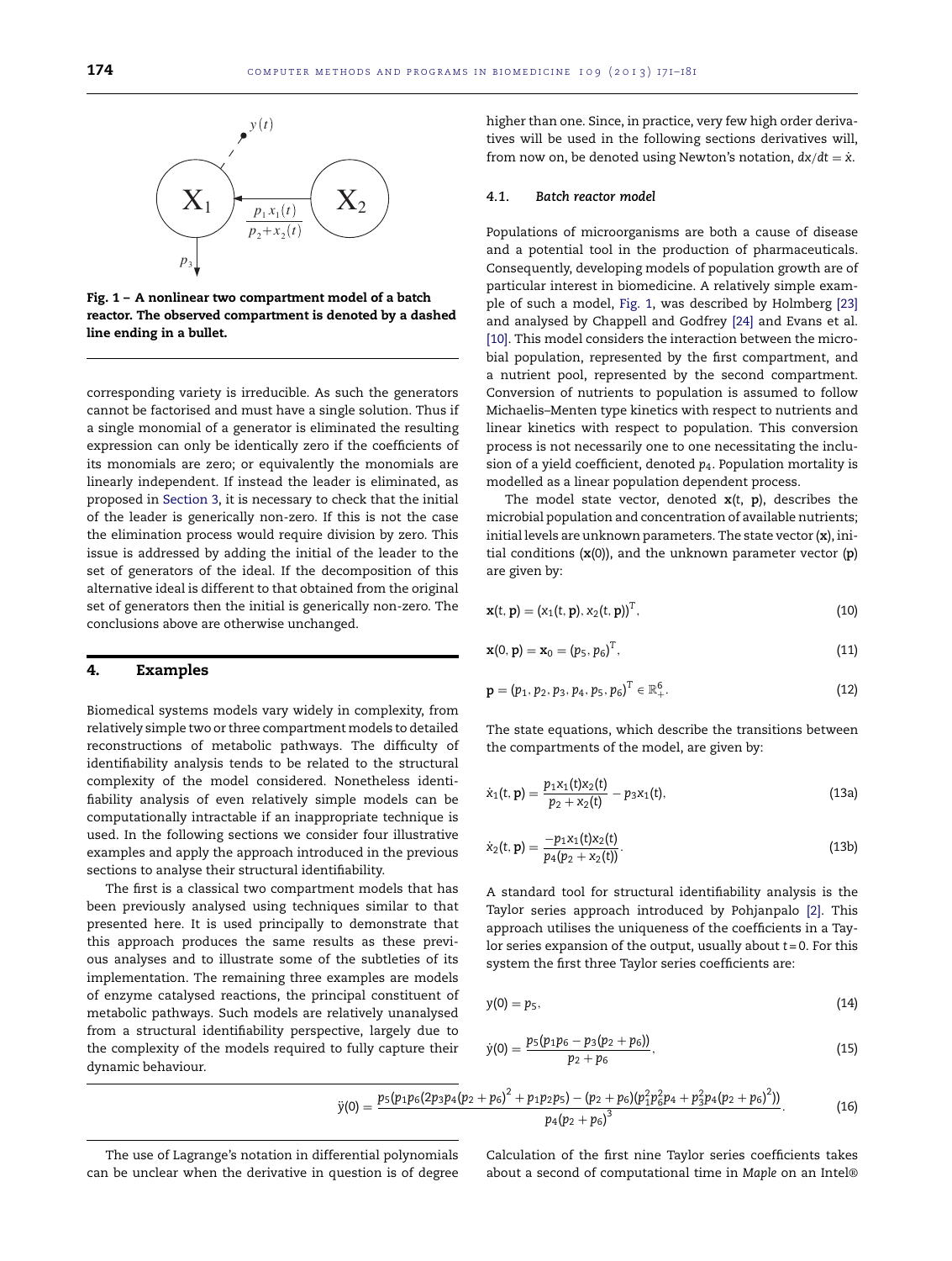Fig. 1 – A nonlinear two compartment model of a batch reactor. The observed compartment is denoted by a dashed line ending in a bullet.

corresponding variety is irreducible. As such the generators cannot be factorised and must have a single solution. Thus if a single monomial of a generator is eliminated the resulting expression can only be identically zero if the coefficients of its monomials are zero; or equivalently the monomials are linearly independent. If instead the leader is eliminated, as proposed in Section 3, it is necessary to check that the initial of the leader is generically non-zero. If this is not the case the elimination process would require division by zero. This issue is addressed by adding the initial of the leader to the set of generators of the ideal. If the decomposition of this alternative ideal is different to that obtained from the original set of generators then the initial is generically non-zero. The conclusions above are otherwise unchanged.

## 4. Examples

Biomedical systems models vary widely in complexity, from relatively simple two or three compartment models to detailed reconstructions of metabolic pathways. The difficulty of identifiability analysis tends to be related to the structural complexity of the model considered. Nonetheless identifiability analysis of even relatively simple models can be computationally intractable if an inappropriate technique is used. In the following sections we consider four illustrative examples and apply the approach introduced in the previous sections to analyse their structural identifiability.

The first is a classical two compartment models that has been previously analysed using techniques similar to that presented here. It is used principally to demonstrate that this approach produces the same results as these previous analyses and to illustrate some of the subtleties of its implementation. The remaining three examples are models of enzyme catalysed reactions, the principal constituent of metabolic pathways. Such models are relatively unanalysed from a structural identifiability perspective, largely due to the complexity of the models required to fully capture their dynamic behaviour.

The use of Lagrange's notation in differential polynomials can be unclear when the derivative in question is of degree higher than one. Since, in practice, very few high order derivatives will be used in the following sections derivatives will, from now on, be denoted using Newton's notation, $dx/dt = \dot{x}$.

### 4.1. Batch reactor model

Populations of microorganisms are both a cause of disease and a potential tool in the production of pharmaceuticals. Consequently, developing models of population growth are of particular interest in biomedicine. A relatively simple example of such a model, Fig. 1, was described by Holmberg [23] and analysed by Chappell and Godfrey [24] and Evans et al. [10]. This model considers the interaction between the microbial population, represented by the first compartment, and a nutrient pool, represented by the second compartment. Conversion of nutrients to population is assumed to follow Michaelis–Menten type kinetics with respect to nutrients and linear kinetics with respect to population. This conversion process is not necessarily one to one necessitating the inclusion of a yield coefficient, denoted $p_4$. Population mortality is modelled as a linear population dependent process.

The model state vector, denoted $\mathbf{x}(t, \mathbf{p})$, describes the microbial population and concentration of available nutrients; initial levels are unknown parameters. The state vector ($\mathbf{x}$), initial conditions ($\mathbf{x}(0)$), and the unknown parameter vector ($\mathbf{p}$) are given by:

$$\mathbf{x}(t, \mathbf{p}) = (x_1(t, \mathbf{p}), x_2(t, \mathbf{p}))^T, \tag{10}$$

$$\mathbf{x}(0, \mathbf{p}) = \mathbf{x}_0 = (p_5, p_6)^T, \tag{11}$$

$$\mathbf{p} = (p_1, p_2, p_3, p_4, p_5, p_6)^T \in \mathbb{R}_+^6. \tag{12}$$

The state equations, which describe the transitions between the compartments of the model, are given by:

$$\dot{x}_1(t, \mathbf{p}) = \frac{p_1 x_1(t) x_2(t)}{p_2 + x_2(t)} - p_3 x_1(t), \tag{13a}$$

$$\dot{x}_2(t, \mathbf{p}) = \frac{-p_1 x_1(t) x_2(t)}{p_4(p_2 + x_2(t))}. \tag{13b}$$

A standard tool for structural identifiability analysis is the Taylor series approach introduced by Pohjanpalo [2]. This approach utilises the uniqueness of the coefficients in a Taylor series expansion of the output, usually about $t = 0$. For this system the first three Taylor series coefficients are:

$$y(0) = p_5, \tag{14}$$

$$\dot{y}(0) = \frac{p_5(p_1 p_6 - p_3(p_2 + p_6))}{p_2 + p_6}, \tag{15}$$

$$\ddot{y}(0) = \frac{p_5(p_1 p_6(2p_3 p_4(p_2 + p_6)^2 + p_1 p_2 p_5) - (p_2 + p_6)(p_1^2 p_6^2 p_4 + p_3^2 p_4 (p_2 + p_6)^2))}{p_4 (p_2 + p_6)^3}. \tag{16}$$

Calculation of the first nine Taylor series coefficients takes about a second of computational time in *Maple* on an Intel®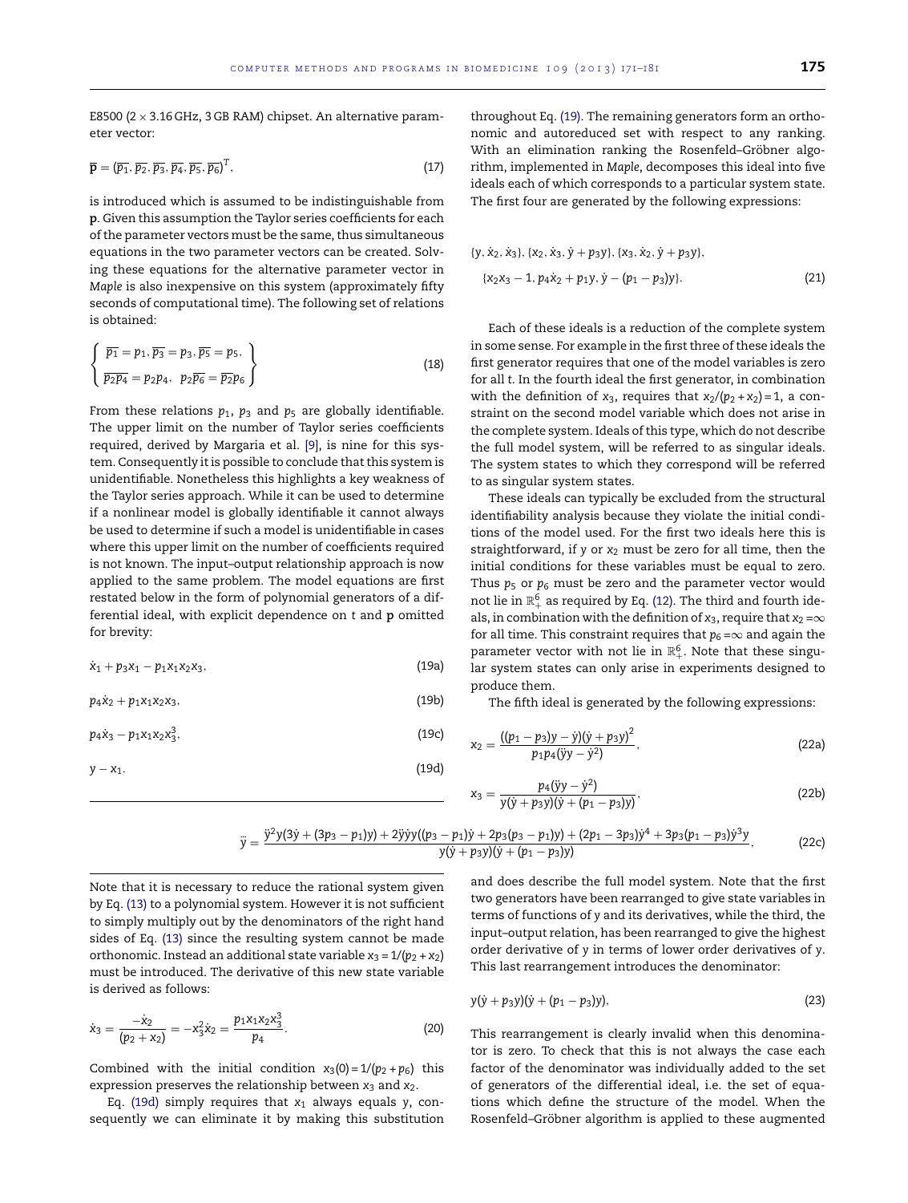E8500 (2 × 3.16 GHz, 3 GB RAM) chipset. An alternative parameter vector:

$$\overline{\mathbf{p}} = (\overline{p_1}, \overline{p_2}, \overline{p_3}, \overline{p_4}, \overline{p_5}, \overline{p_6})^{\mathrm{T}}, \tag{17}$$

is introduced which is assumed to be indistinguishable from $\mathbf{p}$. Given this assumption the Taylor series coefficients for each of the parameter vectors must be the same, thus simultaneous equations in the two parameter vectors can be created. Solving these equations for the alternative parameter vector in *Maple* is also inexpensive on this system (approximately fifty seconds of computational time). The following set of relations is obtained:

$$\left\{ \begin{array}{l} \overline{p_1} = p_1, \overline{p_3} = p_3, \overline{p_5} = p_5, \\ \overline{p_2}\overline{p_4} = p_2 p_4, \;\; p_2 \overline{p_6} = \overline{p_2} p_6 \end{array} \right\} \tag{18}$$

From these relations $p_1$, $p_3$ and $p_5$ are globally identifiable. The upper limit on the number of Taylor series coefficients required, derived by Margaria et al. [9], is nine for this system. Consequently it is possible to conclude that this system is unidentifiable. Nonetheless this highlights a key weakness of the Taylor series approach. While it can be used to determine if a nonlinear model is globally identifiable it cannot always be used to determine if such a model is unidentifiable in cases where this upper limit on the number of coefficients required is not known. The input–output relationship approach is now applied to the same problem. The model equations are first restated below in the form of polynomial generators of a differential ideal, with explicit dependence on $t$ and $\mathbf{p}$ omitted for brevity:

$$\dot{x}_1 + p_3 x_1 - p_1 x_1 x_2 x_3, \tag{19a}$$

$$p_4 \dot{x}_2 + p_1 x_1 x_2 x_3, \tag{19b}$$

$$p_4 \dot{x}_3 - p_1 x_1 x_2 x_3^3, \tag{19c}$$

$$y - x_1. \tag{19d}$$

Note that it is necessary to reduce the rational system given by Eq. (13) to a polynomial system. However it is not sufficient to simply multiply out by the denominators of the right hand sides of Eq. (13) since the resulting system cannot be made orthonomic. Instead an additional state variable $x_3 = 1/(p_2 + x_2)$ must be introduced. The derivative of this new state variable is derived as follows:

$$\dot{x}_3 = \frac{-\dot{x}_2}{(p_2 + x_2)} = -x_3^2 \dot{x}_2 = \frac{p_1 x_1 x_2 x_3^3}{p_4}. \tag{20}$$

Combined with the initial condition $x_3(0) = 1/(p_2 + p_6)$ this expression preserves the relationship between $x_3$ and $x_2$.

Eq. (19d) simply requires that $x_1$ always equals $y$, consequently we can eliminate it by making this substitution throughout Eq. (19). The remaining generators form an orthonomic and autoreduced set with respect to any ranking. With an elimination ranking the Rosenfeld–Gröbner algorithm, implemented in *Maple*, decomposes this ideal into five ideals each of which corresponds to a particular system state. The first four are generated by the following expressions:

$$\begin{aligned} &\{y, \dot{x}_2, \dot{x}_3\}, \{x_2, \dot{x}_3, \dot{y} + p_3 y\}, \{x_3, \dot{x}_2, \dot{y} + p_3 y\}, \\ &\{x_2 x_3 - 1, p_4 \dot{x}_2 + p_1 y, \dot{y} - (p_1 - p_3) y\}. \end{aligned} \tag{21}$$

Each of these ideals is a reduction of the complete system in some sense. For example in the first three of these ideals the first generator requires that one of the model variables is zero for all $t$. In the fourth ideal the first generator, in combination with the definition of $x_3$, requires that $x_2/(p_2 + x_2) = 1$, a constraint on the second model variable which does not arise in the complete system. Ideals of this type, which do not describe the full model system, will be referred to as singular ideals. The system states to which they correspond will be referred to as singular system states.

These ideals can typically be excluded from the structural identifiability analysis because they violate the initial conditions of the model used. For the first two ideals here this is straightforward, if $y$ or $x_2$ must be zero for all time, then the initial conditions for these variables must be equal to zero. Thus $p_5$ or $p_6$ must be zero and the parameter vector would not lie in $\mathbb{R}_+^6$ as required by Eq. (12). The third and fourth ideals, in combination with the definition of $x_3$, require that $x_2 = \infty$ for all time. This constraint requires that $p_6 = \infty$ and again the parameter vector with not lie in $\mathbb{R}_+^6$. Note that these singular system states can only arise in experiments designed to produce them.

The fifth ideal is generated by the following expressions:

$$x_2 = \frac{((p_1 - p_3)y - \dot{y})(\dot{y} + p_3 y)^2}{p_1 p_4 (\ddot{y} y - \dot{y}^2)}, \tag{22a}$$

$$x_3 = \frac{p_4 (\ddot{y} y - \dot{y}^2)}{y(\dot{y} + p_3 y)(\dot{y} + (p_1 - p_3) y)}, \tag{22b}$$

$$\dddot{y} = \frac{\ddot{y}^2 y(3\dot{y} + (3p_3 - p_1)y) + 2\ddot{y}\dot{y}y((p_3 - p_1)\dot{y} + 2p_3(p_3 - p_1)y) + (2p_1 - 3p_3)\dot{y}^4 + 3p_3(p_1 - p_3)\dot{y}^3 y}{y(\dot{y} + p_3 y)(\dot{y} + (p_1 - p_3)y)}, \tag{22c}$$

and does describe the full model system. Note that the first two generators have been rearranged to give state variables in terms of functions of $y$ and its derivatives, while the third, the input–output relation, has been rearranged to give the highest order derivative of $y$ in terms of lower order derivatives of $y$. This last rearrangement introduces the denominator:

$$y(\dot{y} + p_3 y)(\dot{y} + (p_1 - p_3) y), \tag{23}$$

This rearrangement is clearly invalid when this denominator is zero. To check that this is not always the case each factor of the denominator was individually added to the set of generators of the differential ideal, i.e. the set of equations which define the structure of the model. When the Rosenfeld–Gröbner algorithm is applied to these augmented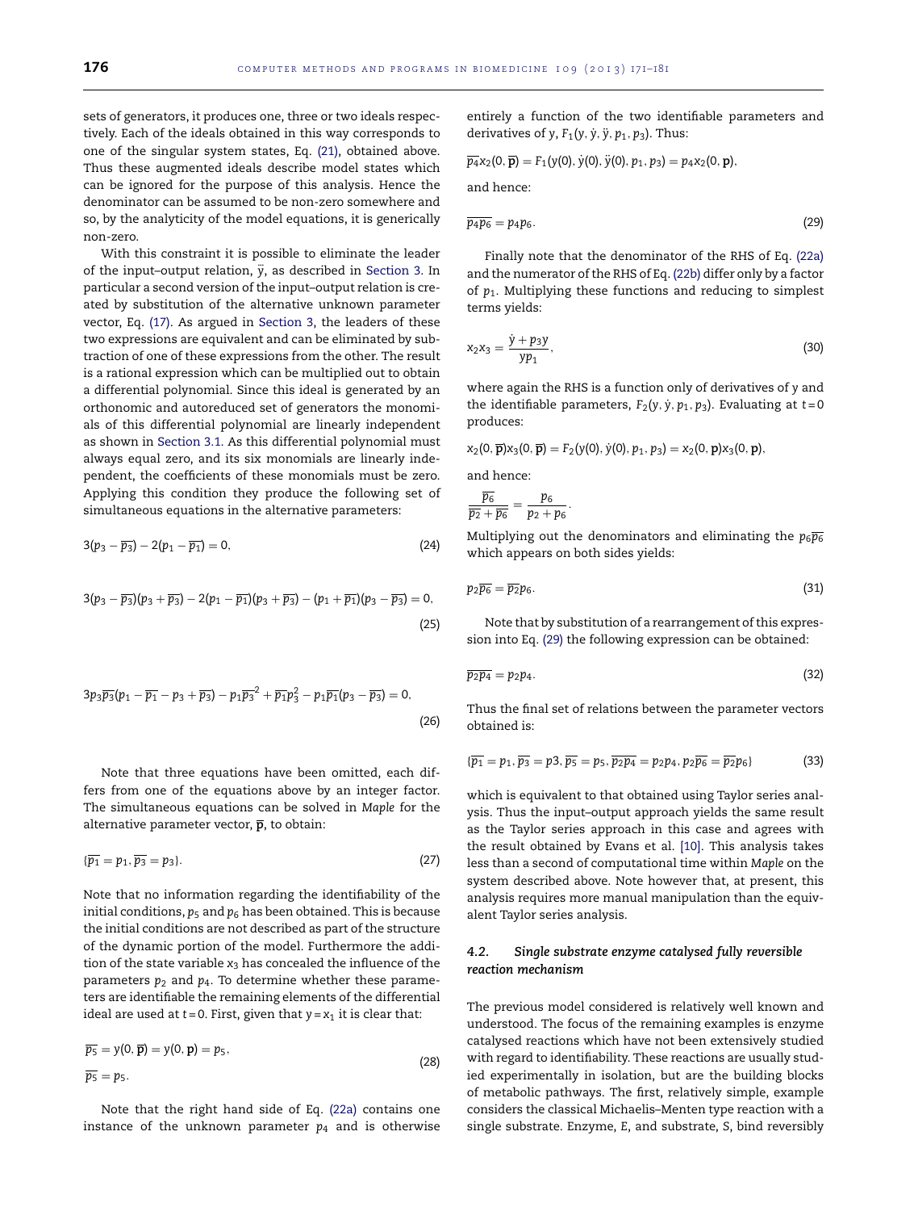sets of generators, it produces one, three or two ideals respectively. Each of the ideals obtained in this way corresponds to one of the singular system states, Eq. (21), obtained above. Thus these augmented ideals describe model states which can be ignored for the purpose of this analysis. Hence the denominator can be assumed to be non-zero somewhere and so, by the analyticity of the model equations, it is generically non-zero.

With this constraint it is possible to eliminate the leader of the input–output relation, $\dddot{y}$, as described in Section 3. In particular a second version of the input–output relation is created by substitution of the alternative unknown parameter vector, Eq. (17). As argued in Section 3, the leaders of these two expressions are equivalent and can be eliminated by subtraction of one of these expressions from the other. The result is a rational expression which can be multiplied out to obtain a differential polynomial. Since this ideal is generated by an orthonomic and autoreduced set of generators the monomials of this differential polynomial are linearly independent as shown in Section 3.1. As this differential polynomial must always equal zero, and its six monomials are linearly independent, the coefficients of these monomials must be zero. Applying this condition they produce the following set of simultaneous equations in the alternative parameters:

$$3(p_3 - \overline{p_3}) - 2(p_1 - \overline{p_1}) = 0, \tag{24}$$

$$3(p_3 - \overline{p_3})(p_3 + \overline{p_3}) - 2(p_1 - \overline{p_1})(p_3 + \overline{p_3}) - (p_1 + \overline{p_1})(p_3 - \overline{p_3}) = 0, \tag{25}$$

$$3p_3\overline{p_3}(p_1 - \overline{p_1} - p_3 + \overline{p_3}) - p_1\overline{p_3}^2 + \overline{p_1}p_3^2 - p_1\overline{p_1}(p_3 - \overline{p_3}) = 0, \tag{26}$$

Note that three equations have been omitted, each differs from one of the equations above by an integer factor. The simultaneous equations can be solved in *Maple* for the alternative parameter vector, $\overline{\mathbf{p}}$, to obtain:

$$\{\overline{p_1} = p_1, \overline{p_3} = p_3\}. \tag{27}$$

Note that no information regarding the identifiability of the initial conditions, $p_5$ and $p_6$ has been obtained. This is because the initial conditions are not described as part of the structure of the dynamic portion of the model. Furthermore the addition of the state variable $x_3$ has concealed the influence of the parameters $p_2$ and $p_4$. To determine whether these parameters are identifiable the remaining elements of the differential ideal are used at $t = 0$. First, given that $y = x_1$ it is clear that:

$$\begin{aligned} &\overline{p_5} = y(0, \overline{\mathbf{p}}) = y(0, \mathbf{p}) = p_5, \\ &\overline{p_5} = p_5. \end{aligned} \tag{28}$$

Note that the right hand side of Eq. (22a) contains one instance of the unknown parameter $p_4$ and is otherwise entirely a function of the two identifiable parameters and derivatives of $y$, $F_1(y, \dot{y}, \ddot{y}, p_1, p_3)$. Thus:

$$\overline{p_4}x_2(0, \overline{\mathbf{p}}) = F_1(y(0), \dot{y}(0), \ddot{y}(0), p_1, p_3) = p_4 x_2(0, \mathbf{p}),$$

and hence:

$$\overline{p_4 p_6} = p_4 p_6. \tag{29}$$

Finally note that the denominator of the RHS of Eq. (22a) and the numerator of the RHS of Eq. (22b) differ only by a factor of $p_1$. Multiplying these functions and reducing to simplest terms yields:

$$x_2 x_3 = \frac{\dot{y} + p_3 y}{y p_1}, \tag{30}$$

where again the RHS is a function only of derivatives of $y$ and the identifiable parameters, $F_2(y, \dot{y}, p_1, p_3)$. Evaluating at $t = 0$ produces:

$$x_2(0, \overline{\mathbf{p}})x_3(0, \overline{\mathbf{p}}) = F_2(y(0), \dot{y}(0), p_1, p_3) = x_2(0, \mathbf{p})x_3(0, \mathbf{p}),$$

and hence:

$$\frac{\overline{p_6}}{\overline{p_2} + \overline{p_6}} = \frac{p_6}{p_2 + p_6}.$$

Multiplying out the denominators and eliminating the $p_6\overline{p_6}$ which appears on both sides yields:

$$p_2\overline{p_6} = \overline{p_2}p_6. \tag{31}$$

Note that by substitution of a rearrangement of this expression into Eq. (29) the following expression can be obtained:

$$\overline{p_2 p_4} = p_2 p_4. \tag{32}$$

Thus the final set of relations between the parameter vectors obtained is:

$$\{\overline{p_1} = p_1, \overline{p_3} = p3, \overline{p_5} = p_5, \overline{p_2 p_4} = p_2 p_4, p_2\overline{p_6} = \overline{p_2}p_6\} \tag{33}$$

which is equivalent to that obtained using Taylor series analysis. Thus the input–output approach yields the same result as the Taylor series approach in this case and agrees with the result obtained by Evans et al. [10]. This analysis takes less than a second of computational time within *Maple* on the system described above. Note however that, at present, this analysis requires more manual manipulation than the equivalent Taylor series analysis.

### 4.2. Single substrate enzyme catalysed fully reversible reaction mechanism

The previous model considered is relatively well known and understood. The focus of the remaining examples is enzyme catalysed reactions which have not been extensively studied with regard to identifiability. These reactions are usually studied experimentally in isolation, but are the building blocks of metabolic pathways. The first, relatively simple, example considers the classical Michaelis–Menten type reaction with a single substrate. Enzyme, $E$, and substrate, $S$, bind reversibly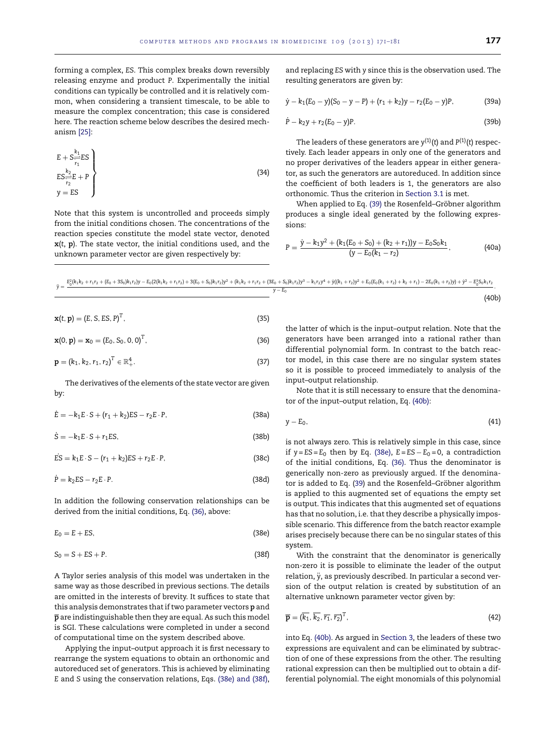forming a complex, $ES$. This complex breaks down reversibly releasing enzyme and product $P$. Experimentally the initial conditions can typically be controlled and it is relatively common, when considering a transient timescale, to be able to measure the complex concentration; this case is considered here. The reaction scheme below describes the desired mechanism [25]:

$$\left.\begin{array}{l} E + S \underset{r_1}{\overset{k_1}{\rightleftharpoons}} ES \\ ES \underset{r_2}{\overset{k_2}{\rightleftharpoons}} E + P \\ y = ES \end{array}\right\} \tag{34}$$

Note that this system is uncontrolled and proceeds simply from the initial conditions chosen. The concentrations of the reaction species constitute the model state vector, denoted $\mathbf{x}(t, \mathbf{p})$. The state vector, the initial conditions used, and the unknown parameter vector are given respectively by:

$$\mathbf{x}(t, \mathbf{p}) = (E, S, ES, P)^T, \tag{35}$$

$$\mathbf{x}(0, \mathbf{p}) = \mathbf{x}_0 = (E_0, S_0, 0, 0)^T, \tag{36}$$

$$\mathbf{p} = (k_1, k_2, r_1, r_2)^T \in \mathbb{R}_+^4. \tag{37}$$

The derivatives of the elements of the state vector are given by:

$$\dot{E} = -k_1 E \cdot S + (r_1 + k_2)ES - r_2 E \cdot P, \tag{38a}$$

$$\dot{S} = -k_1 E \cdot S + r_1 ES, \tag{38b}$$

$$\dot{ES} = k_1 E \cdot S - (r_1 + k_2)ES + r_2 E \cdot P, \tag{38c}$$

$$\dot{P} = k_2 ES - r_2 E \cdot P. \tag{38d}$$

In addition the following conservation relationships can be derived from the initial conditions, Eq. (36), above:

$$E_0 = E + ES, \tag{38e}$$

$$S_0 = S + ES + P. \tag{38f}$$

A Taylor series analysis of this model was undertaken in the same way as those described in previous sections. The details are omitted in the interests of brevity. It suffices to state that this analysis demonstrates that if two parameter vectors $\mathbf{p}$ and $\overline{\mathbf{p}}$ are indistinguishable then they are equal. As such this model is SGI. These calculations were completed in under a second of computational time on the system described above.

Applying the input–output approach it is first necessary to rearrange the system equations to obtain an orthonomic and autoreduced set of generators. This is achieved by eliminating $E$ and $S$ using the conservation relations, Eqs. (38e) and (38f), and replacing $ES$ with $y$ since this is the observation used. The resulting generators are given by:

$$\dot{y} - k_1(E_0 - y)(S_0 - y - P) + (r_1 + k_2)y - r_2(E_0 - y)P, \tag{39a}$$

$$\dot{P} - k_2 y + r_2(E_0 - y)P. \tag{39b}$$

The leaders of these generators are $y^{(1)}(t)$ and $P^{(1)}(t)$ respectively. Each leader appears in only one of the generators and no proper derivatives of the leaders appear in either generator, as such the generators are autoreduced. In addition since the coefficient of both leaders is 1, the generators are also orthonomic. Thus the criterion in Section 3.1 is met.

When applied to Eq. (39) the Rosenfeld–Gröbner algorithm produces a single ideal generated by the following expressions:

$$P = \frac{\dot{y} - k_1 y^2 + (k_1(E_0 + S_0) + (k_2 + r_1))y - E_0 S_0 k_1}{(y - E_0(k_1 - r_2)}, \tag{40a}$$

$$\ddot{y} = \frac{E_0^2(k_1k_2 + r_1r_2) + (E_0 + 3S_0)k_1r_2)y - E_0(2(k_1k_2 + r_1r_2) + 3(E_0 + S_0)k_1r_2)y^2 + (k_1k_2 + r_1r_2 + (3E_0 + S_0)k_1r_2)y^3 - k_1r_2y^4 + \dot{y}((k_1 + r_2)y^2 + E_0(E_0(k_1 + r_2) + k_2 + r_1) - 2E_0(k_1 + r_2)y) + \dot{y}^2 - E_0^2S_0k_1r_2}{y - E_0}, \tag{40b}$$

the latter of which is the input–output relation. Note that the generators have been arranged into a rational rather than differential polynomial form. In contrast to the batch reactor model, in this case there are no singular system states so it is possible to proceed immediately to analysis of the input–output relationship.

Note that it is still necessary to ensure that the denominator of the input–output relation, Eq. (40b):

$$y - E_0, \tag{41}$$

is not always zero. This is relatively simple in this case, since if $y = ES = E_0$ then by Eq. (38e), $E = ES - E_0 = 0$, a contradiction of the initial conditions, Eq. (36). Thus the denominator is generically non-zero as previously argued. If the denominator is added to Eq. (39) and the Rosenfeld–Gröbner algorithm is applied to this augmented set of equations the empty set is output. This indicates that this augmented set of equations has that no solution, i.e. that they describe a physically impossible scenario. This difference from the batch reactor example arises precisely because there can be no singular states of this system.

With the constraint that the denominator is generically non-zero it is possible to eliminate the leader of the output relation, $\ddot{y}$, as previously described. In particular a second version of the output relation is created by substitution of an alternative unknown parameter vector given by:

$$\overline{\mathbf{p}} = (\overline{k_1}, \overline{k_2}, \overline{r_1}, \overline{r_2})^T, \tag{42}$$

into Eq. (40b). As argued in Section 3, the leaders of these two expressions are equivalent and can be eliminated by subtraction of one of these expressions from the other. The resulting rational expression can then be multiplied out to obtain a differential polynomial. The eight monomials of this polynomial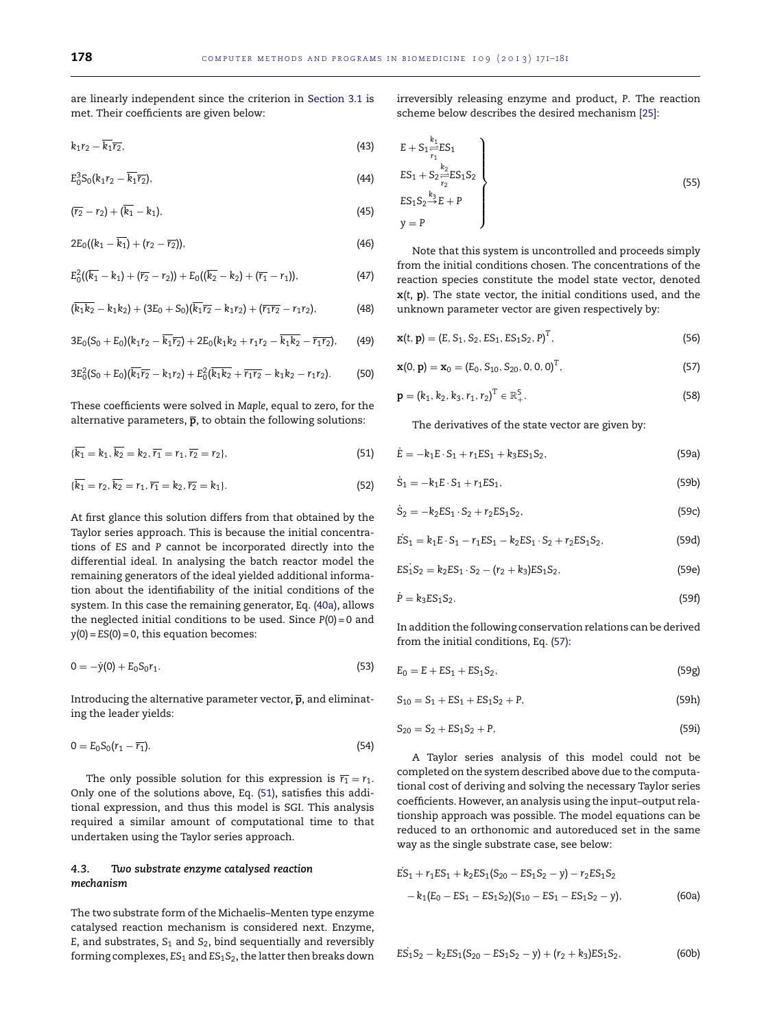are linearly independent since the criterion in Section 3.1 is met. Their coefficients are given below:

$$k_1 r_2 - \overline{k_1}\,\overline{r_2}, \tag{43}$$

$$E_0^3 S_0 (k_1 r_2 - \overline{k_1}\,\overline{r_2}), \tag{44}$$

$$(\overline{r_2} - r_2) + (\overline{k_1} - k_1), \tag{45}$$

$$2E_0((k_1 - \overline{k_1}) + (r_2 - \overline{r_2})), \tag{46}$$

$$E_0^2((\overline{k_1} - k_1) + (\overline{r_2} - r_2)) + E_0((\overline{k_2} - k_2) + (\overline{r_1} - r_1)), \tag{47}$$

$$(\overline{k_1 k_2} - k_1 k_2) + (3E_0 + S_0)(\overline{k_1}\,\overline{r_2} - k_1 r_2) + (\overline{r_1 r_2} - r_1 r_2), \tag{48}$$

$$3E_0(S_0 + E_0)(k_1 r_2 - \overline{k_1}\,\overline{r_2}) + 2E_0(k_1 k_2 + r_1 r_2 - \overline{k_1 k_2} - \overline{r_1 r_2}), \tag{49}$$

$$3E_0^2(S_0 + E_0)(\overline{k_1}\,\overline{r_2} - k_1 r_2) + E_0^2(\overline{k_1 k_2} + \overline{r_1 r_2} - k_1 k_2 - r_1 r_2). \tag{50}$$

These coefficients were solved in *Maple*, equal to zero, for the alternative parameters, $\overline{\mathbf{p}}$, to obtain the following solutions:

$$\{\overline{k_1} = k_1, \overline{k_2} = k_2, \overline{r_1} = r_1, \overline{r_2} = r_2\}, \tag{51}$$

$$\{\overline{k_1} = r_2, \overline{k_2} = r_1, \overline{r_1} = k_2, \overline{r_2} = k_1\}. \tag{52}$$

At first glance this solution differs from that obtained by the Taylor series approach. This is because the initial concentrations of $ES$ and $P$ cannot be incorporated directly into the differential ideal. In analysing the batch reactor model the remaining generators of the ideal yielded additional information about the identifiability of the initial conditions of the system. In this case the remaining generator, Eq. (40a), allows the neglected initial conditions to be used. Since $P(0) = 0$ and $y(0) = ES(0) = 0$, this equation becomes:

$$0 = -\dot{y}(0) + E_0 S_0 r_1. \tag{53}$$

Introducing the alternative parameter vector, $\overline{\mathbf{p}}$, and eliminating the leader yields:

$$0 = E_0 S_0 (r_1 - \overline{r_1}). \tag{54}$$

The only possible solution for this expression is $\overline{r_1} = r_1$. Only one of the solutions above, Eq. (51), satisfies this additional expression, and thus this model is SGI. This analysis required a similar amount of computational time to that undertaken using the Taylor series approach.

### 4.3. Two substrate enzyme catalysed reaction mechanism

The two substrate form of the Michaelis–Menten type enzyme catalysed reaction mechanism is considered next. Enzyme, $E$, and substrates, $S_1$ and $S_2$, bind sequentially and reversibly forming complexes, $ES_1$ and $ES_1S_2$, the latter then breaks down irreversibly releasing enzyme and product, $P$. The reaction scheme below describes the desired mechanism [25]:

$$\left.\begin{array}{l} E + S_1 \underset{r_1}{\overset{k_1}{\rightleftharpoons}} ES_1 \\ ES_1 + S_2 \underset{r_2}{\overset{k_2}{\rightleftharpoons}} ES_1S_2 \\ ES_1S_2 \overset{k_3}{\rightarrow} E + P \\ y = P \end{array}\right\} \tag{55}$$

Note that this system is uncontrolled and proceeds simply from the initial conditions chosen. The concentrations of the reaction species constitute the model state vector, denoted $\mathbf{x}(t, \mathbf{p})$. The state vector, the initial conditions used, and the unknown parameter vector are given respectively by:

$$\mathbf{x}(t, \mathbf{p}) = (E, S_1, S_2, ES_1, ES_1S_2, P)^T, \tag{56}$$

$$\mathbf{x}(0, \mathbf{p}) = \mathbf{x}_0 = (E_0, S_{10}, S_{20}, 0, 0, 0)^T, \tag{57}$$

$$\mathbf{p} = (k_1, k_2, k_3, r_1, r_2)^T \in \mathbb{R}_+^5. \tag{58}$$

The derivatives of the state vector are given by:

$$\dot{E} = -k_1 E \cdot S_1 + r_1 ES_1 + k_3 ES_1S_2, \tag{59a}$$

$$\dot{S}_1 = -k_1 E \cdot S_1 + r_1 ES_1, \tag{59b}$$

$$\dot{S}_2 = -k_2 ES_1 \cdot S_2 + r_2 ES_1S_2, \tag{59c}$$

$$\dot{ES}_1 = k_1 E \cdot S_1 - r_1 ES_1 - k_2 ES_1 \cdot S_2 + r_2 ES_1S_2, \tag{59d}$$

$$\dot{ES_1S_2} = k_2 ES_1 \cdot S_2 - (r_2 + k_3) ES_1S_2, \tag{59e}$$

$$\dot{P} = k_3 ES_1S_2. \tag{59f}$$

In addition the following conservation relations can be derived from the initial conditions, Eq. (57):

$$E_0 = E + ES_1 + ES_1S_2, \tag{59g}$$

$$S_{10} = S_1 + ES_1 + ES_1S_2 + P, \tag{59h}$$

$$S_{20} = S_2 + ES_1S_2 + P, \tag{59i}$$

A Taylor series analysis of this model could not be completed on the system described above due to the computational cost of deriving and solving the necessary Taylor series coefficients. However, an analysis using the input–output relationship approach was possible. The model equations can be reduced to an orthonomic and autoreduced set in the same way as the single substrate case, see below:

$$\begin{aligned} &\dot{ES}_1 + r_1 ES_1 + k_2 ES_1 (S_{20} - ES_1S_2 - y) - r_2 ES_1S_2 \\ &\quad - k_1 (E_0 - ES_1 - ES_1S_2)(S_{10} - ES_1 - ES_1S_2 - y), \end{aligned} \tag{60a}$$

$$\dot{ES_1S_2} - k_2 ES_1 (S_{20} - ES_1S_2 - y) + (r_2 + k_3) ES_1S_2, \tag{60b}$$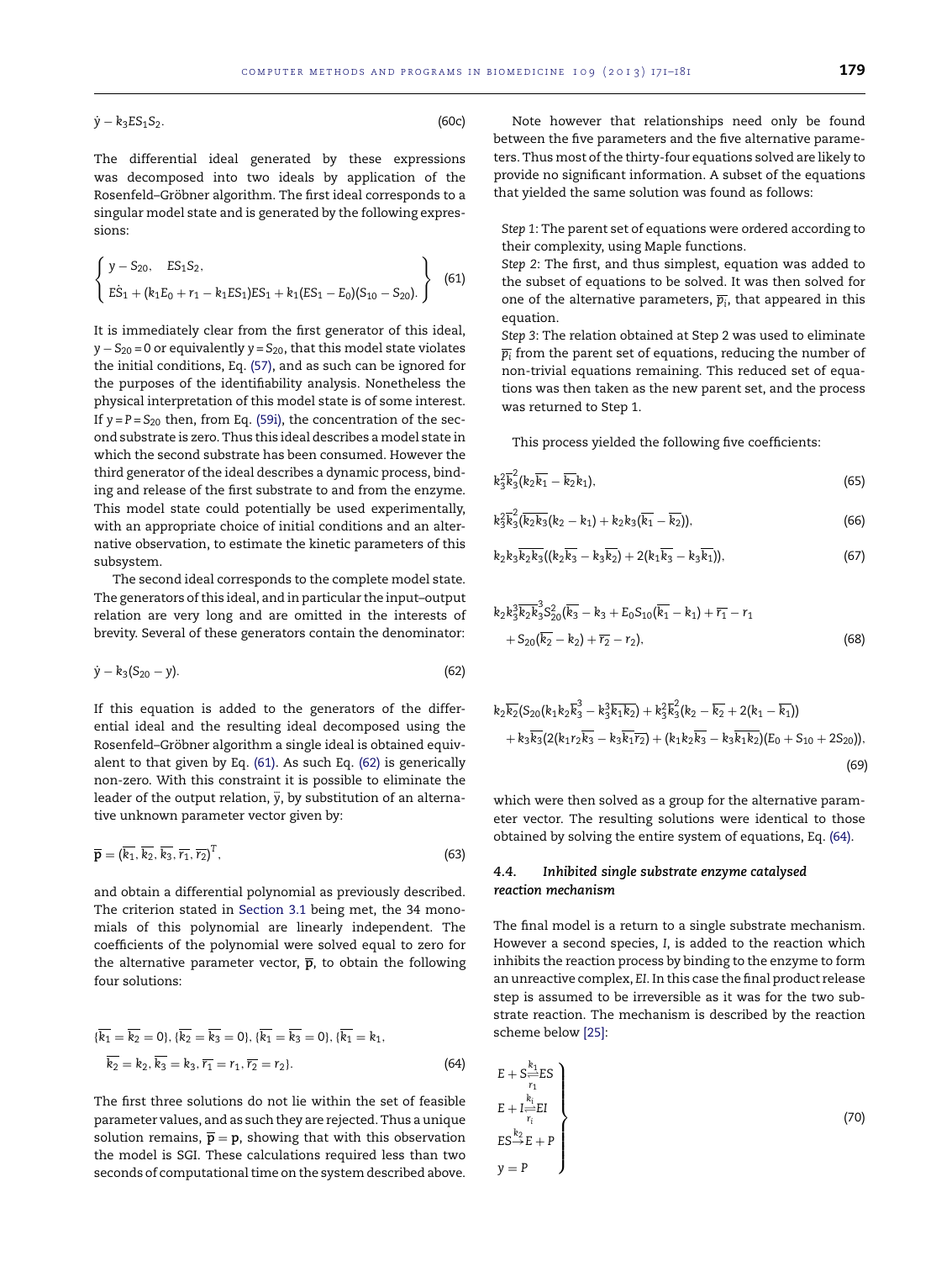$$\dot{y} - k_3 ES_1 S_2. \tag{60c}$$

The differential ideal generated by these expressions was decomposed into two ideals by application of the Rosenfeld–Gröbner algorithm. The first ideal corresponds to a singular model state and is generated by the following expressions:

$$\left\{ \begin{array}{l} y - S_{20}, \quad ES_1 S_2, \\ \dot{ES_1} + (k_1 E_0 + r_1 - k_1 ES_1)ES_1 + k_1(ES_1 - E_0)(S_{10} - S_{20}). \end{array} \right\} \tag{61}$$

It is immediately clear from the first generator of this ideal, $y - S_{20} = 0$ or equivalently $y = S_{20}$, that this model state violates the initial conditions, Eq. (57), and as such can be ignored for the purposes of the identifiability analysis. Nonetheless the physical interpretation of this model state is of some interest. If $y = P = S_{20}$ then, from Eq. (59i), the concentration of the second substrate is zero. Thus this ideal describes a model state in which the second substrate has been consumed. However the third generator of the ideal describes a dynamic process, binding and release of the first substrate to and from the enzyme. This model state could potentially be used experimentally, with an appropriate choice of initial conditions and an alternative observation, to estimate the kinetic parameters of this subsystem.

The second ideal corresponds to the complete model state. The generators of this ideal, and in particular the input–output relation are very long and are omitted in the interests of brevity. Several of these generators contain the denominator:

$$\dot{y} - k_3(S_{20} - y). \tag{62}$$

If this equation is added to the generators of the differential ideal and the resulting ideal decomposed using the Rosenfeld–Gröbner algorithm a single ideal is obtained equivalent to that given by Eq. (61). As such Eq. (62) is generically non-zero. With this constraint it is possible to eliminate the leader of the output relation, $\ddot{y}$, by substitution of an alternative unknown parameter vector given by:

$$\overline{\mathbf{p}} = (\overline{k_1}, \overline{k_2}, \overline{k_3}, \overline{r_1}, \overline{r_2})^T, \tag{63}$$

and obtain a differential polynomial as previously described. The criterion stated in Section 3.1 being met, the 34 monomials of this polynomial are linearly independent. The coefficients of the polynomial were solved equal to zero for the alternative parameter vector, $\overline{\mathbf{p}}$, to obtain the following four solutions:

$$\{\overline{k_1} = \overline{k_2} = 0\}, \{\overline{k_2} = \overline{k_3} = 0\}, \{\overline{k_1} = \overline{k_3} = 0\}, \{\overline{k_1} = k_1, \overline{k_2} = k_2, \overline{k_3} = k_3, \overline{r_1} = r_1, \overline{r_2} = r_2\}. \tag{64}$$

The first three solutions do not lie within the set of feasible parameter values, and as such they are rejected. Thus a unique solution remains, $\overline{\mathbf{p}} = \mathbf{p}$, showing that with this observation the model is SGI. These calculations required less than two seconds of computational time on the system described above.

Note however that relationships need only be found between the five parameters and the five alternative parameters. Thus most of the thirty-four equations solved are likely to provide no significant information. A subset of the equations that yielded the same solution was found as follows:

*Step 1*: The parent set of equations were ordered according to their complexity, using Maple functions.

*Step 2*: The first, and thus simplest, equation was added to the subset of equations to be solved. It was then solved for one of the alternative parameters, $\overline{p_i}$, that appeared in this equation.

*Step 3*: The relation obtained at Step 2 was used to eliminate $\overline{p_i}$ from the parent set of equations, reducing the number of non-trivial equations remaining. This reduced set of equations was then taken as the new parent set, and the process was returned to Step 1.

This process yielded the following five coefficients:

$$k_3^2 \overline{k_3}^2 (k_2 \overline{k_1} - \overline{k_2} k_1), \tag{65}$$

$$k_3^2 \overline{k_3}^2 (\overline{k_2 k_3}(k_2 - k_1) + k_2 k_3(\overline{k_1} - \overline{k_2})), \tag{66}$$

$$k_2 k_3 \overline{k_2 k_3}((k_2 \overline{k_3} - k_3 \overline{k_2}) + 2(k_1 \overline{k_3} - k_3 \overline{k_1})), \tag{67}$$

$$k_2 k_3^3 \overline{k_2 k_3}^3 S_{20}^2 (\overline{k_3} - k_3 + E_0 S_{10}(\overline{k_1} - k_1) + \overline{r_1} - r_1 + S_{20}(\overline{k_2} - k_2) + \overline{r_2} - r_2), \tag{68}$$

$$k_2 \overline{k_2}(S_{20}(k_1 k_2 \overline{k_3}^3 - k_3^3 \overline{k_1 k_2}) + k_3^2 \overline{k_3}^2 (k_2 - \overline{k_2} + 2(k_1 - \overline{k_1})) + k_3 \overline{k_3}(2(k_1 r_2 \overline{k_3} - k_3 \overline{k_1 r_2}) + (k_1 k_2 \overline{k_3} - k_3 \overline{k_1 k_2})(E_0 + S_{10} + 2S_{20})), \tag{69}$$

which were then solved as a group for the alternative parameter vector. The resulting solutions were identical to those obtained by solving the entire system of equations, Eq. (64).

### 4.4. *Inhibited single substrate enzyme catalysed reaction mechanism*

The final model is a return to a single substrate mechanism. However a second species, $I$, is added to the reaction which inhibits the reaction process by binding to the enzyme to form an unreactive complex, $EI$. In this case the final product release step is assumed to be irreversible as it was for the two substrate reaction. The mechanism is described by the reaction scheme below [25]:

$$\left. \begin{array}{l} E + S \underset{r_1}{\overset{k_1}{\rightleftharpoons}} ES \\ E + I \underset{r_i}{\overset{k_i}{\rightleftharpoons}} EI \\ ES \overset{k_2}{\rightarrow} E + P \\ y = P \end{array} \right\} \tag{70}$$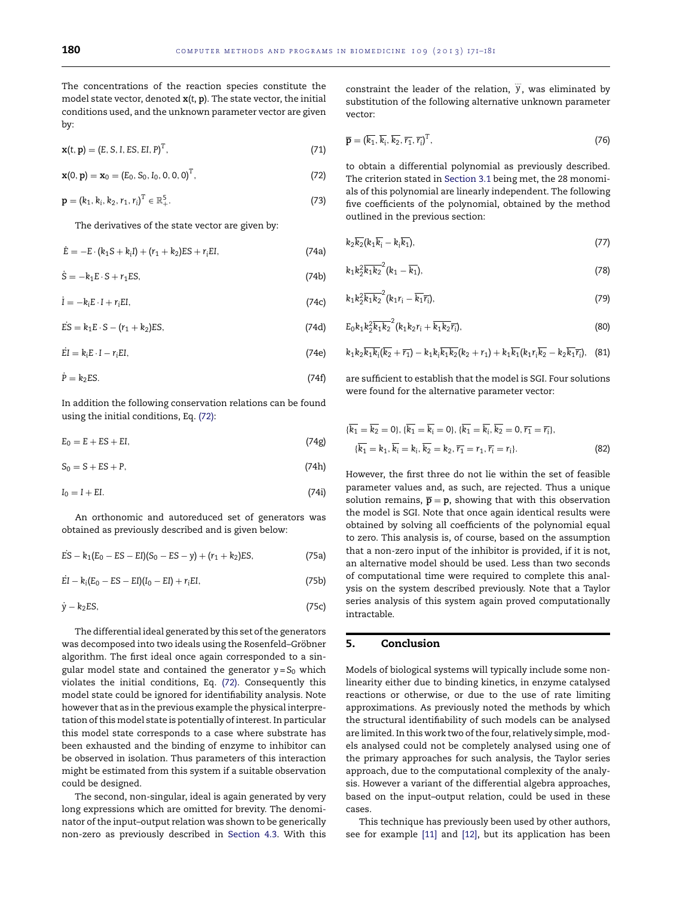The concentrations of the reaction species constitute the model state vector, denoted $\mathbf{x}(t, \mathbf{p})$. The state vector, the initial conditions used, and the unknown parameter vector are given by:

$$\mathbf{x}(t, \mathbf{p}) = (E, S, I, ES, EI, P)^T, \tag{71}$$

$$\mathbf{x}(0, \mathbf{p}) = \mathbf{x}_0 = (E_0, S_0, I_0, 0, 0, 0)^T, \tag{72}$$

$$\mathbf{p} = (k_1, k_i, k_2, r_1, r_i)^T \in \mathbb{R}^5_+. \tag{73}$$

The derivatives of the state vector are given by:

$$\dot{E} = -E \cdot (k_1 S + k_i I) + (r_1 + k_2)ES + r_i EI, \tag{74a}$$

$$\dot{S} = -k_1 E \cdot S + r_1 ES, \tag{74b}$$

$$\dot{I} = -k_i E \cdot I + r_i EI, \tag{74c}$$

$$\dot{ES} = k_1 E \cdot S - (r_1 + k_2)ES, \tag{74d}$$

$$\dot{EI} = k_i E \cdot I - r_i EI, \tag{74e}$$

$$\dot{P} = k_2 ES. \tag{74f}$$

In addition the following conservation relations can be found using the initial conditions, Eq. (72):

$$E_0 = E + ES + EI, \tag{74g}$$

$$S_0 = S + ES + P, \tag{74h}$$

$$I_0 = I + EI. \tag{74i}$$

An orthonomic and autoreduced set of generators was obtained as previously described and is given below:

$$\dot{ES} - k_1(E_0 - ES - EI)(S_0 - ES - y) + (r_1 + k_2)ES, \tag{75a}$$

$$\dot{EI} - k_i(E_0 - ES - EI)(I_0 - EI) + r_i EI, \tag{75b}$$

$$\dot{y} - k_2 ES, \tag{75c}$$

The differential ideal generated by this set of the generators was decomposed into two ideals using the Rosenfeld–Gröbner algorithm. The first ideal once again corresponded to a singular model state and contained the generator $y = S_0$ which violates the initial conditions, Eq. (72). Consequently this model state could be ignored for identifiability analysis. Note however that as in the previous example the physical interpretation of this model state is potentially of interest. In particular this model state corresponds to a case where substrate has been exhausted and the binding of enzyme to inhibitor can be observed in isolation. Thus parameters of this interaction might be estimated from this system if a suitable observation could be designed.

The second, non-singular, ideal is again generated by very long expressions which are omitted for brevity. The denominator of the input–output relation was shown to be generically non-zero as previously described in Section 4.3. With this constraint the leader of the relation, $\dddot{y}$, was eliminated by substitution of the following alternative unknown parameter vector:

$$\overline{\mathbf{p}} = (\overline{k_1}, \overline{k_i}, \overline{k_2}, \overline{r_1}, \overline{r_i})^T, \tag{76}$$

to obtain a differential polynomial as previously described. The criterion stated in Section 3.1 being met, the 28 monomials of this polynomial are linearly independent. The following five coefficients of the polynomial, obtained by the method outlined in the previous section:

$$k_2\overline{k_2}(k_1\overline{k_i} - k_i\overline{k_1}), \tag{77}$$

$$k_1 k_2^2 \overline{k_1 k_2}^2 (k_1 - \overline{k_1}), \tag{78}$$

$$k_1 k_2^2 \overline{k_1 k_2}^2 (k_1 r_i - \overline{k_1 r_i}), \tag{79}$$

$$E_0 k_1 k_2^2 \overline{k_1 k_2}^2 (k_1 k_2 r_i + \overline{k_1 k_2 r_i}), \tag{80}$$

$$k_1 k_2 \overline{k_1 k_i}(\overline{k_2} + \overline{r_1}) - k_1 k_i \overline{k_1 k_2}(k_2 + r_1) + k_1 \overline{k_1}(k_1 r_i \overline{k_2} - k_2 \overline{k_1 r_i}), \tag{81}$$

are sufficient to establish that the model is SGI. Four solutions were found for the alternative parameter vector:

$$\{\overline{k_1} = \overline{k_2} = 0\}, \{\overline{k_1} = \overline{k_i} = 0\}, \{\overline{k_1} = \overline{k_i}, \overline{k_2} = 0, \overline{r_1} = \overline{r_i}\},$$
$$\{\overline{k_1} = k_1, \overline{k_i} = k_i, \overline{k_2} = k_2, \overline{r_1} = r_1, \overline{r_i} = r_i\}. \tag{82}$$

However, the first three do not lie within the set of feasible parameter values and, as such, are rejected. Thus a unique solution remains, $\overline{\mathbf{p}} = \mathbf{p}$, showing that with this observation the model is SGI. Note that once again identical results were obtained by solving all coefficients of the polynomial equal to zero. This analysis is, of course, based on the assumption that a non-zero input of the inhibitor is provided, if it is not, an alternative model should be used. Less than two seconds of computational time were required to complete this analysis on the system described previously. Note that a Taylor series analysis of this system again proved computationally intractable.

## 5. Conclusion

Models of biological systems will typically include some nonlinearity either due to binding kinetics, in enzyme catalysed reactions or otherwise, or due to the use of rate limiting approximations. As previously noted the methods by which the structural identifiability of such models can be analysed are limited. In this work two of the four, relatively simple, models analysed could not be completely analysed using one of the primary approaches for such analysis, the Taylor series approach, due to the computational complexity of the analysis. However a variant of the differential algebra approaches, based on the input–output relation, could be used in these cases.

This technique has previously been used by other authors, see for example [11] and [12], but its application has been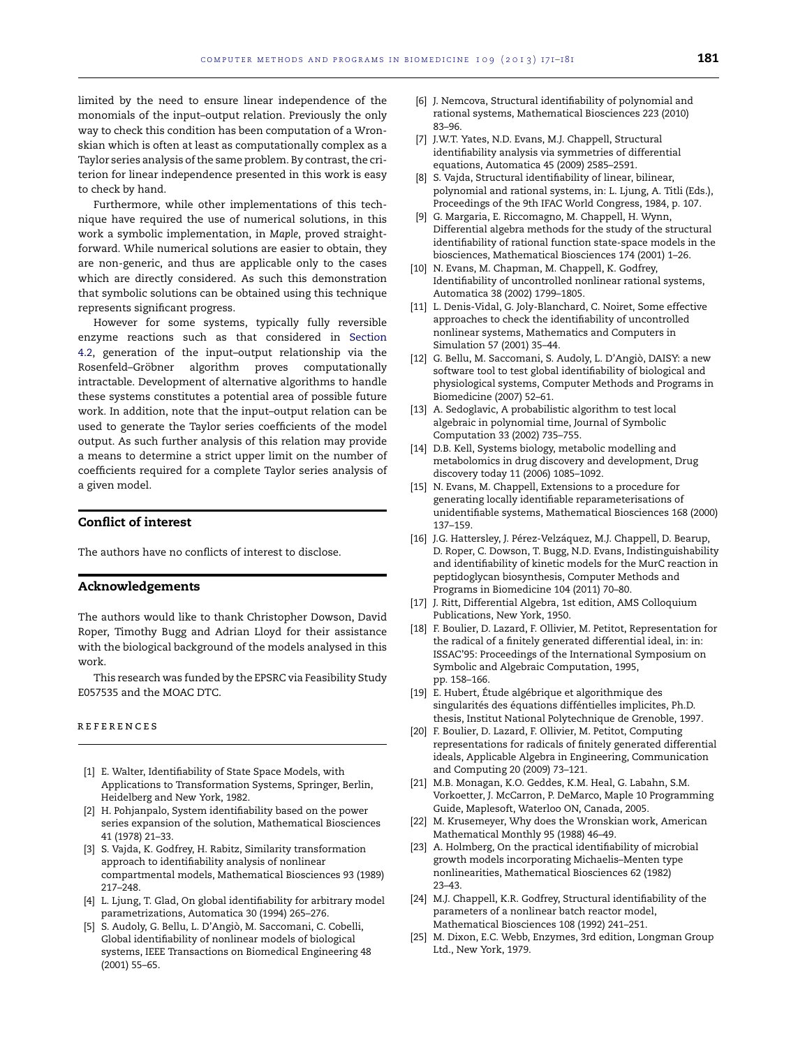limited by the need to ensure linear independence of the monomials of the input–output relation. Previously the only way to check this condition has been computation of a Wronskian which is often at least as computationally complex as a Taylor series analysis of the same problem. By contrast, the criterion for linear independence presented in this work is easy to check by hand.

Furthermore, while other implementations of this technique have required the use of numerical solutions, in this work a symbolic implementation, in *Maple*, proved straightforward. While numerical solutions are easier to obtain, they are non-generic, and thus are applicable only to the cases which are directly considered. As such this demonstration that symbolic solutions can be obtained using this technique represents significant progress.

However for some systems, typically fully reversible enzyme reactions such as that considered in Section 4.2, generation of the input–output relationship via the Rosenfeld–Gröbner algorithm proves computationally intractable. Development of alternative algorithms to handle these systems constitutes a potential area of possible future work. In addition, note that the input–output relation can be used to generate the Taylor series coefficients of the model output. As such further analysis of this relation may provide a means to determine a strict upper limit on the number of coefficients required for a complete Taylor series analysis of a given model.

## Conflict of interest

The authors have no conflicts of interest to disclose.

## Acknowledgements

The authors would like to thank Christopher Dowson, David Roper, Timothy Bugg and Adrian Lloyd for their assistance with the biological background of the models analysed in this work.

This research was funded by the EPSRC via Feasibility Study E057535 and the MOAC DTC.

## REFERENCES

[1] E. Walter, Identifiability of State Space Models, with Applications to Transformation Systems, Springer, Berlin, Heidelberg and New York, 1982.

[2] H. Pohjanpalo, System identifiability based on the power series expansion of the solution, Mathematical Biosciences 41 (1978) 21–33.

[3] S. Vajda, K. Godfrey, H. Rabitz, Similarity transformation approach to identifiability analysis of nonlinear compartmental models, Mathematical Biosciences 93 (1989) 217–248.

[4] L. Ljung, T. Glad, On global identifiability for arbitrary model parametrizations, Automatica 30 (1994) 265–276.

[5] S. Audoly, G. Bellu, L. D'Angiò, M. Saccomani, C. Cobelli, Global identifiability of nonlinear models of biological systems, IEEE Transactions on Biomedical Engineering 48 (2001) 55–65.

[6] J. Nemcova, Structural identifiability of polynomial and rational systems, Mathematical Biosciences 223 (2010) 83–96.

[7] J.W.T. Yates, N.D. Evans, M.J. Chappell, Structural identifiability analysis via symmetries of differential equations, Automatica 45 (2009) 2585–2591.

[8] S. Vajda, Structural identifiability of linear, bilinear, polynomial and rational systems, in: L. Ljung, A. Titli (Eds.), Proceedings of the 9th IFAC World Congress, 1984, p. 107.

[9] G. Margaria, E. Riccomagno, M. Chappell, H. Wynn, Differential algebra methods for the study of the structural identifiability of rational function state-space models in the biosciences, Mathematical Biosciences 174 (2001) 1–26.

[10] N. Evans, M. Chapman, M. Chappell, K. Godfrey, Identifiability of uncontrolled nonlinear rational systems, Automatica 38 (2002) 1799–1805.

[11] L. Denis-Vidal, G. Joly-Blanchard, C. Noiret, Some effective approaches to check the identifiability of uncontrolled nonlinear systems, Mathematics and Computers in Simulation 57 (2001) 35–44.

[12] G. Bellu, M. Saccomani, S. Audoly, L. D'Angiò, DAISY: a new software tool to test global identifiability of biological and physiological systems, Computer Methods and Programs in Biomedicine (2007) 52–61.

[13] A. Sedoglavic, A probabilistic algorithm to test local algebraic in polynomial time, Journal of Symbolic Computation 33 (2002) 735–755.

[14] D.B. Kell, Systems biology, metabolic modelling and metabolomics in drug discovery and development, Drug discovery today 11 (2006) 1085–1092.

[15] N. Evans, M. Chappell, Extensions to a procedure for generating locally identifiable reparameterisations of unidentifiable systems, Mathematical Biosciences 168 (2000) 137–159.

[16] J.G. Hattersley, J. Pérez-Velzáquez, M.J. Chappell, D. Bearup, D. Roper, C. Dowson, T. Bugg, N.D. Evans, Indistinguishability and identifiability of kinetic models for the MurC reaction in peptidoglycan biosynthesis, Computer Methods and Programs in Biomedicine 104 (2011) 70–80.

[17] J. Ritt, Differential Algebra, 1st edition, AMS Colloquium Publications, New York, 1950.

[18] F. Boulier, D. Lazard, F. Ollivier, M. Petitot, Representation for the radical of a finitely generated differential ideal, in: in: ISSAC'95: Proceedings of the International Symposium on Symbolic and Algebraic Computation, 1995, pp. 158–166.

[19] E. Hubert, Étude algébrique et algorithmique des singularités des équations difféntielles implicites, Ph.D. thesis, Institut National Polytechnique de Grenoble, 1997.

[20] F. Boulier, D. Lazard, F. Ollivier, M. Petitot, Computing representations for radicals of finitely generated differential ideals, Applicable Algebra in Engineering, Communication and Computing 20 (2009) 73–121.

[21] M.B. Monagan, K.O. Geddes, K.M. Heal, G. Labahn, S.M. Vorkoetter, J. McCarron, P. DeMarco, Maple 10 Programming Guide, Maplesoft, Waterloo ON, Canada, 2005.

[22] M. Krusemeyer, Why does the Wronskian work, American Mathematical Monthly 95 (1988) 46–49.

[23] A. Holmberg, On the practical identifiability of microbial growth models incorporating Michaelis–Menten type nonlinearities, Mathematical Biosciences 62 (1982) 23–43.

[24] M.J. Chappell, K.R. Godfrey, Structural identifiability of the parameters of a nonlinear batch reactor model, Mathematical Biosciences 108 (1992) 241–251.

[25] M. Dixon, E.C. Webb, Enzymes, 3rd edition, Longman Group Ltd., New York, 1979.